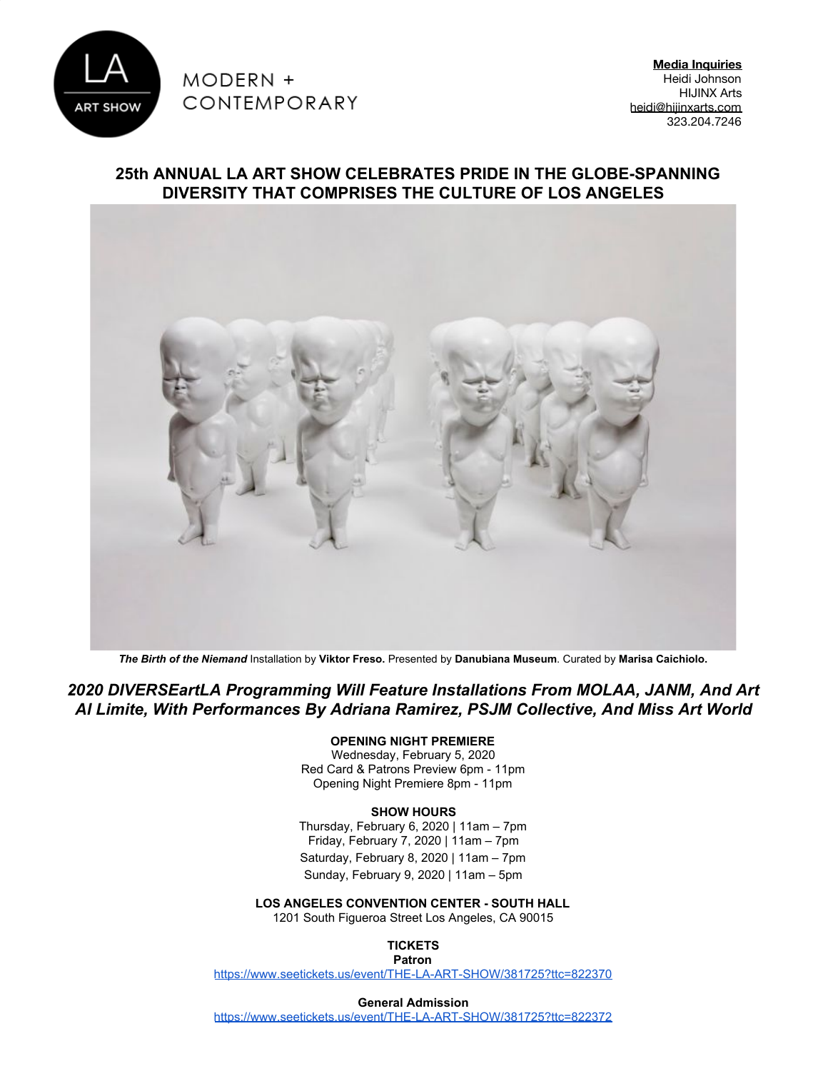LA ART SHOW

MODERN + CONTEMPORARY

**Media Inquiries**
Heidi Johnson
HIJINX Arts
heidi@hijinxarts.com
323.204.7246

# 25th ANNUAL LA ART SHOW CELEBRATES PRIDE IN THE GLOBE-SPANNING DIVERSITY THAT COMPRISES THE CULTURE OF LOS ANGELES

***The Birth of the Niemand*** Installation by **Viktor Freso.** Presented by **Danubiana Museum**. Curated by **Marisa Caichiolo.**

## *2020 DIVERSEartLA Programming Will Feature Installations From MOLAA, JANM, And Art Al Limite, With Performances By Adriana Ramirez, PSJM Collective, And Miss Art World*

**OPENING NIGHT PREMIERE**
Wednesday, February 5, 2020
Red Card & Patrons Preview 6pm - 11pm
Opening Night Premiere 8pm - 11pm

**SHOW HOURS**
Thursday, February 6, 2020 | 11am – 7pm
Friday, February 7, 2020 | 11am – 7pm
Saturday, February 8, 2020 | 11am – 7pm
Sunday, February 9, 2020 | 11am – 5pm

**LOS ANGELES CONVENTION CENTER - SOUTH HALL**
1201 South Figueroa Street Los Angeles, CA 90015

**TICKETS**
**Patron**
https://www.seetickets.us/event/THE-LA-ART-SHOW/381725?ttc=822370

**General Admission**
https://www.seetickets.us/event/THE-LA-ART-SHOW/381725?ttc=822372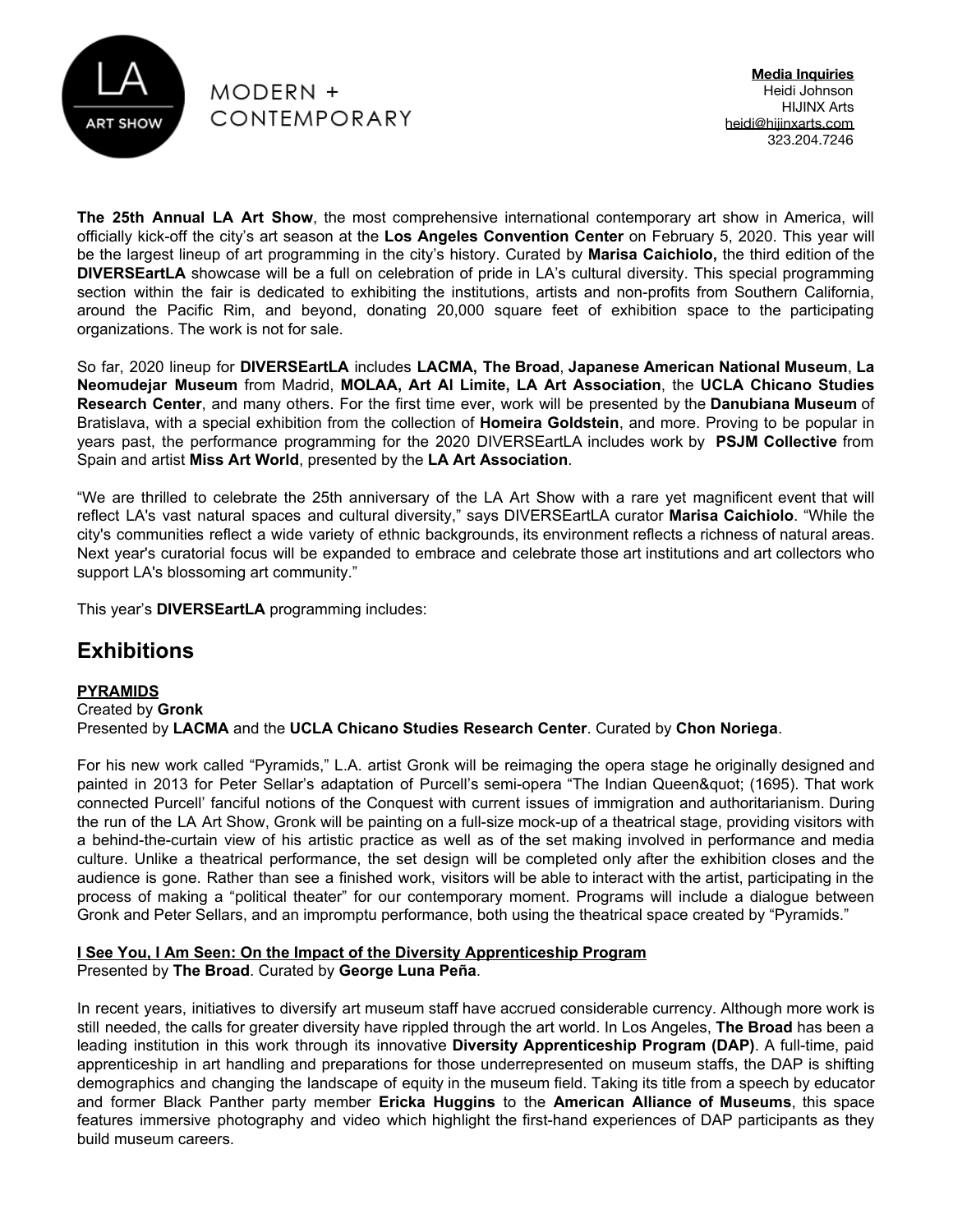**Media Inquiries**
Heidi Johnson
HIJINX Arts
heidi@hijinxarts.com
323.204.7246

**The 25th Annual LA Art Show**, the most comprehensive international contemporary art show in America, will officially kick-off the city's art season at the **Los Angeles Convention Center** on February 5, 2020. This year will be the largest lineup of art programming in the city's history. Curated by **Marisa Caichiolo,** the third edition of the **DIVERSEartLA** showcase will be a full on celebration of pride in LA's cultural diversity. This special programming section within the fair is dedicated to exhibiting the institutions, artists and non-profits from Southern California, around the Pacific Rim, and beyond, donating 20,000 square feet of exhibition space to the participating organizations. The work is not for sale.

So far, 2020 lineup for **DIVERSEartLA** includes **LACMA, The Broad**, **Japanese American National Museum**, **La Neomudejar Museum** from Madrid, **MOLAA, Art Al Limite, LA Art Association**, the **UCLA Chicano Studies Research Center**, and many others. For the first time ever, work will be presented by the **Danubiana Museum** of Bratislava, with a special exhibition from the collection of **Homeira Goldstein**, and more. Proving to be popular in years past, the performance programming for the 2020 DIVERSEartLA includes work by **PSJM Collective** from Spain and artist **Miss Art World**, presented by the **LA Art Association**.

"We are thrilled to celebrate the 25th anniversary of the LA Art Show with a rare yet magnificent event that will reflect LA's vast natural spaces and cultural diversity," says DIVERSEartLA curator **Marisa Caichiolo**. "While the city's communities reflect a wide variety of ethnic backgrounds, its environment reflects a richness of natural areas. Next year's curatorial focus will be expanded to embrace and celebrate those art institutions and art collectors who support LA's blossoming art community."

This year's **DIVERSEartLA** programming includes:

## Exhibitions

**PYRAMIDS**
Created by **Gronk**
Presented by **LACMA** and the **UCLA Chicano Studies Research Center**. Curated by **Chon Noriega**.

For his new work called "Pyramids," L.A. artist Gronk will be reimaging the opera stage he originally designed and painted in 2013 for Peter Sellar's adaptation of Purcell's semi-opera "The Indian Queen&quot; (1695). That work connected Purcell' fanciful notions of the Conquest with current issues of immigration and authoritarianism. During the run of the LA Art Show, Gronk will be painting on a full-size mock-up of a theatrical stage, providing visitors with a behind-the-curtain view of his artistic practice as well as of the set making involved in performance and media culture. Unlike a theatrical performance, the set design will be completed only after the exhibition closes and the audience is gone. Rather than see a finished work, visitors will be able to interact with the artist, participating in the process of making a "political theater" for our contemporary moment. Programs will include a dialogue between Gronk and Peter Sellars, and an impromptu performance, both using the theatrical space created by "Pyramids."

**I See You, I Am Seen: On the Impact of the Diversity Apprenticeship Program**
Presented by **The Broad**. Curated by **George Luna Peña**.

In recent years, initiatives to diversify art museum staff have accrued considerable currency. Although more work is still needed, the calls for greater diversity have rippled through the art world. In Los Angeles, **The Broad** has been a leading institution in this work through its innovative **Diversity Apprenticeship Program (DAP)**. A full-time, paid apprenticeship in art handling and preparations for those underrepresented on museum staffs, the DAP is shifting demographics and changing the landscape of equity in the museum field. Taking its title from a speech by educator and former Black Panther party member **Ericka Huggins** to the **American Alliance of Museums**, this space features immersive photography and video which highlight the first-hand experiences of DAP participants as they build museum careers.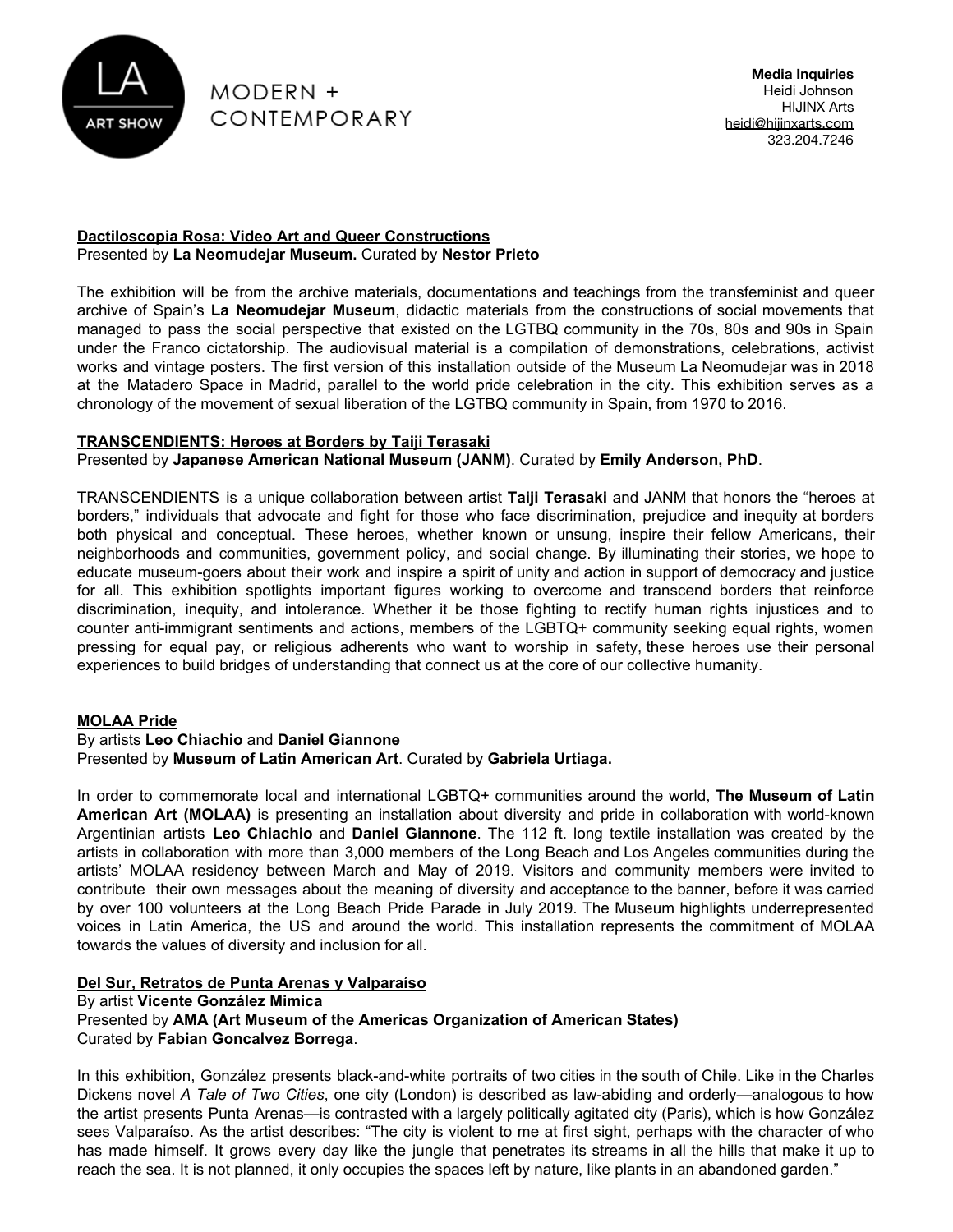**Media Inquiries**
Heidi Johnson
HIJINX Arts
heidi@hijinxarts.com
323.204.7246

**Dactiloscopia Rosa: Video Art and Queer Constructions**
Presented by **La Neomudejar Museum.** Curated by **Nestor Prieto**

The exhibition will be from the archive materials, documentations and teachings from the transfeminist and queer archive of Spain's **La Neomudejar Museum**, didactic materials from the constructions of social movements that managed to pass the social perspective that existed on the LGTBQ community in the 70s, 80s and 90s in Spain under the Franco cictatorship. The audiovisual material is a compilation of demonstrations, celebrations, activist works and vintage posters. The first version of this installation outside of the Museum La Neomudejar was in 2018 at the Matadero Space in Madrid, parallel to the world pride celebration in the city. This exhibition serves as a chronology of the movement of sexual liberation of the LGTBQ community in Spain, from 1970 to 2016.

**TRANSCENDIENTS: Heroes at Borders by Taiji Terasaki**
Presented by **Japanese American National Museum (JANM)**. Curated by **Emily Anderson, PhD**.

TRANSCENDIENTS is a unique collaboration between artist **Taiji Terasaki** and JANM that honors the "heroes at borders," individuals that advocate and fight for those who face discrimination, prejudice and inequity at borders both physical and conceptual. These heroes, whether known or unsung, inspire their fellow Americans, their neighborhoods and communities, government policy, and social change. By illuminating their stories, we hope to educate museum-goers about their work and inspire a spirit of unity and action in support of democracy and justice for all. This exhibition spotlights important figures working to overcome and transcend borders that reinforce discrimination, inequity, and intolerance. Whether it be those fighting to rectify human rights injustices and to counter anti-immigrant sentiments and actions, members of the LGBTQ+ community seeking equal rights, women pressing for equal pay, or religious adherents who want to worship in safety, these heroes use their personal experiences to build bridges of understanding that connect us at the core of our collective humanity.

**MOLAA Pride**
By artists **Leo Chiachio** and **Daniel Giannone**
Presented by **Museum of Latin American Art**. Curated by **Gabriela Urtiaga.**

In order to commemorate local and international LGBTQ+ communities around the world, **The Museum of Latin American Art (MOLAA)** is presenting an installation about diversity and pride in collaboration with world-known Argentinian artists **Leo Chiachio** and **Daniel Giannone**. The 112 ft. long textile installation was created by the artists in collaboration with more than 3,000 members of the Long Beach and Los Angeles communities during the artists' MOLAA residency between March and May of 2019. Visitors and community members were invited to contribute their own messages about the meaning of diversity and acceptance to the banner, before it was carried by over 100 volunteers at the Long Beach Pride Parade in July 2019. The Museum highlights underrepresented voices in Latin America, the US and around the world. This installation represents the commitment of MOLAA towards the values of diversity and inclusion for all.

**Del Sur, Retratos de Punta Arenas y Valparaíso**
By artist **Vicente González Mimica**
Presented by **AMA (Art Museum of the Americas Organization of American States)**
Curated by **Fabian Goncalvez Borrega**.

In this exhibition, González presents black-and-white portraits of two cities in the south of Chile. Like in the Charles Dickens novel *A Tale of Two Cities*, one city (London) is described as law-abiding and orderly—analogous to how the artist presents Punta Arenas—is contrasted with a largely politically agitated city (Paris), which is how González sees Valparaíso. As the artist describes: "The city is violent to me at first sight, perhaps with the character of who has made himself. It grows every day like the jungle that penetrates its streams in all the hills that make it up to reach the sea. It is not planned, it only occupies the spaces left by nature, like plants in an abandoned garden."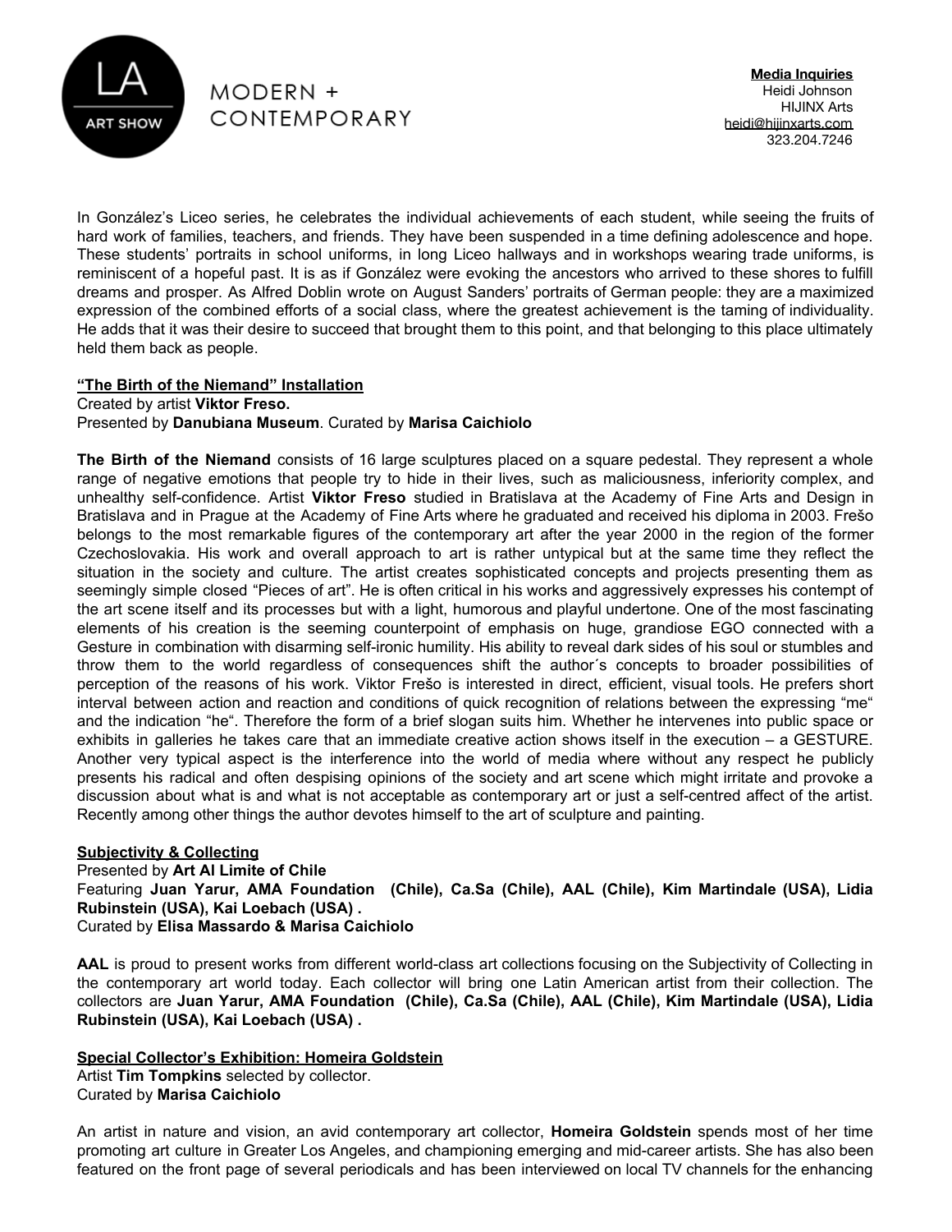In González's Liceo series, he celebrates the individual achievements of each student, while seeing the fruits of hard work of families, teachers, and friends. They have been suspended in a time defining adolescence and hope. These students' portraits in school uniforms, in long Liceo hallways and in workshops wearing trade uniforms, is reminiscent of a hopeful past. It is as if González were evoking the ancestors who arrived to these shores to fulfill dreams and prosper. As Alfred Doblin wrote on August Sanders' portraits of German people: they are a maximized expression of the combined efforts of a social class, where the greatest achievement is the taming of individuality. He adds that it was their desire to succeed that brought them to this point, and that belonging to this place ultimately held them back as people.

**"The Birth of the Niemand" Installation**

Created by artist **Viktor Freso.**
Presented by **Danubiana Museum**. Curated by **Marisa Caichiolo**

**The Birth of the Niemand** consists of 16 large sculptures placed on a square pedestal. They represent a whole range of negative emotions that people try to hide in their lives, such as maliciousness, inferiority complex, and unhealthy self-confidence. Artist **Viktor Freso** studied in Bratislava at the Academy of Fine Arts and Design in Bratislava and in Prague at the Academy of Fine Arts where he graduated and received his diploma in 2003. Frešo belongs to the most remarkable figures of the contemporary art after the year 2000 in the region of the former Czechoslovakia. His work and overall approach to art is rather untypical but at the same time they reflect the situation in the society and culture. The artist creates sophisticated concepts and projects presenting them as seemingly simple closed "Pieces of art". He is often critical in his works and aggressively expresses his contempt of the art scene itself and its processes but with a light, humorous and playful undertone. One of the most fascinating elements of his creation is the seeming counterpoint of emphasis on huge, grandiose EGO connected with a Gesture in combination with disarming self-ironic humility. His ability to reveal dark sides of his soul or stumbles and throw them to the world regardless of consequences shift the author´s concepts to broader possibilities of perception of the reasons of his work. Viktor Frešo is interested in direct, efficient, visual tools. He prefers short interval between action and reaction and conditions of quick recognition of relations between the expressing "me" and the indication "he". Therefore the form of a brief slogan suits him. Whether he intervenes into public space or exhibits in galleries he takes care that an immediate creative action shows itself in the execution – a GESTURE. Another very typical aspect is the interference into the world of media where without any respect he publicly presents his radical and often despising opinions of the society and art scene which might irritate and provoke a discussion about what is and what is not acceptable as contemporary art or just a self-centred affect of the artist. Recently among other things the author devotes himself to the art of sculpture and painting.

**Subjectivity & Collecting**

Presented by **Art Al Limite of Chile**
Featuring **Juan Yarur, AMA Foundation (Chile), Ca.Sa (Chile), AAL (Chile), Kim Martindale (USA), Lidia Rubinstein (USA), Kai Loebach (USA) .**
Curated by **Elisa Massardo & Marisa Caichiolo**

**AAL** is proud to present works from different world-class art collections focusing on the Subjectivity of Collecting in the contemporary art world today. Each collector will bring one Latin American artist from their collection. The collectors are **Juan Yarur, AMA Foundation (Chile), Ca.Sa (Chile), AAL (Chile), Kim Martindale (USA), Lidia Rubinstein (USA), Kai Loebach (USA) .**

**Special Collector's Exhibition: Homeira Goldstein**

Artist **Tim Tompkins** selected by collector.
Curated by **Marisa Caichiolo**

An artist in nature and vision, an avid contemporary art collector, **Homeira Goldstein** spends most of her time promoting art culture in Greater Los Angeles, and championing emerging and mid-career artists. She has also been featured on the front page of several periodicals and has been interviewed on local TV channels for the enhancing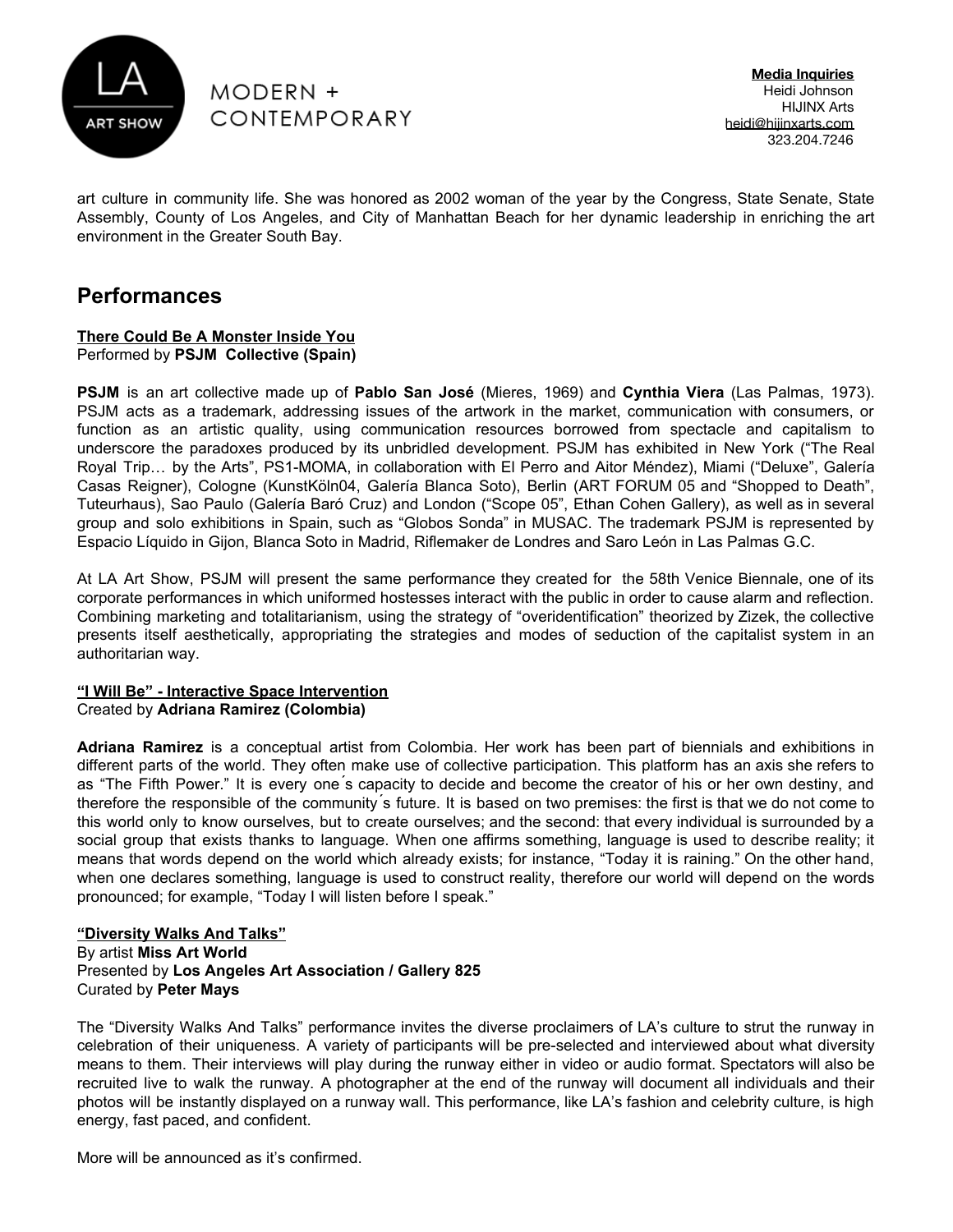art culture in community life. She was honored as 2002 woman of the year by the Congress, State Senate, State Assembly, County of Los Angeles, and City of Manhattan Beach for her dynamic leadership in enriching the art environment in the Greater South Bay.

## Performances

**There Could Be A Monster Inside You**
Performed by **PSJM Collective (Spain)**

**PSJM** is an art collective made up of **Pablo San José** (Mieres, 1969) and **Cynthia Viera** (Las Palmas, 1973). PSJM acts as a trademark, addressing issues of the artwork in the market, communication with consumers, or function as an artistic quality, using communication resources borrowed from spectacle and capitalism to underscore the paradoxes produced by its unbridled development. PSJM has exhibited in New York ("The Real Royal Trip… by the Arts", PS1-MOMA, in collaboration with El Perro and Aitor Méndez), Miami ("Deluxe", Galería Casas Reigner), Cologne (KunstKöln04, Galería Blanca Soto), Berlin (ART FORUM 05 and "Shopped to Death", Tuteurhaus), Sao Paulo (Galería Baró Cruz) and London ("Scope 05", Ethan Cohen Gallery), as well as in several group and solo exhibitions in Spain, such as "Globos Sonda" in MUSAC. The trademark PSJM is represented by Espacio Líquido in Gijon, Blanca Soto in Madrid, Riflemaker de Londres and Saro León in Las Palmas G.C.

At LA Art Show, PSJM will present the same performance they created for the 58th Venice Biennale, one of its corporate performances in which uniformed hostesses interact with the public in order to cause alarm and reflection. Combining marketing and totalitarianism, using the strategy of "overidentification" theorized by Zizek, the collective presents itself aesthetically, appropriating the strategies and modes of seduction of the capitalist system in an authoritarian way.

**"I Will Be" - Interactive Space Intervention**
Created by **Adriana Ramirez (Colombia)**

**Adriana Ramirez** is a conceptual artist from Colombia. Her work has been part of biennials and exhibitions in different parts of the world. They often make use of collective participation. This platform has an axis she refers to as "The Fifth Power." It is every one´s capacity to decide and become the creator of his or her own destiny, and therefore the responsible of the community´s future. It is based on two premises: the first is that we do not come to this world only to know ourselves, but to create ourselves; and the second: that every individual is surrounded by a social group that exists thanks to language. When one affirms something, language is used to describe reality; it means that words depend on the world which already exists; for instance, "Today it is raining." On the other hand, when one declares something, language is used to construct reality, therefore our world will depend on the words pronounced; for example, "Today I will listen before I speak."

**"Diversity Walks And Talks"**
By artist **Miss Art World**
Presented by **Los Angeles Art Association / Gallery 825**
Curated by **Peter Mays**

The "Diversity Walks And Talks" performance invites the diverse proclaimers of LA's culture to strut the runway in celebration of their uniqueness. A variety of participants will be pre-selected and interviewed about what diversity means to them. Their interviews will play during the runway either in video or audio format. Spectators will also be recruited live to walk the runway. A photographer at the end of the runway will document all individuals and their photos will be instantly displayed on a runway wall. This performance, like LA's fashion and celebrity culture, is high energy, fast paced, and confident.

More will be announced as it's confirmed.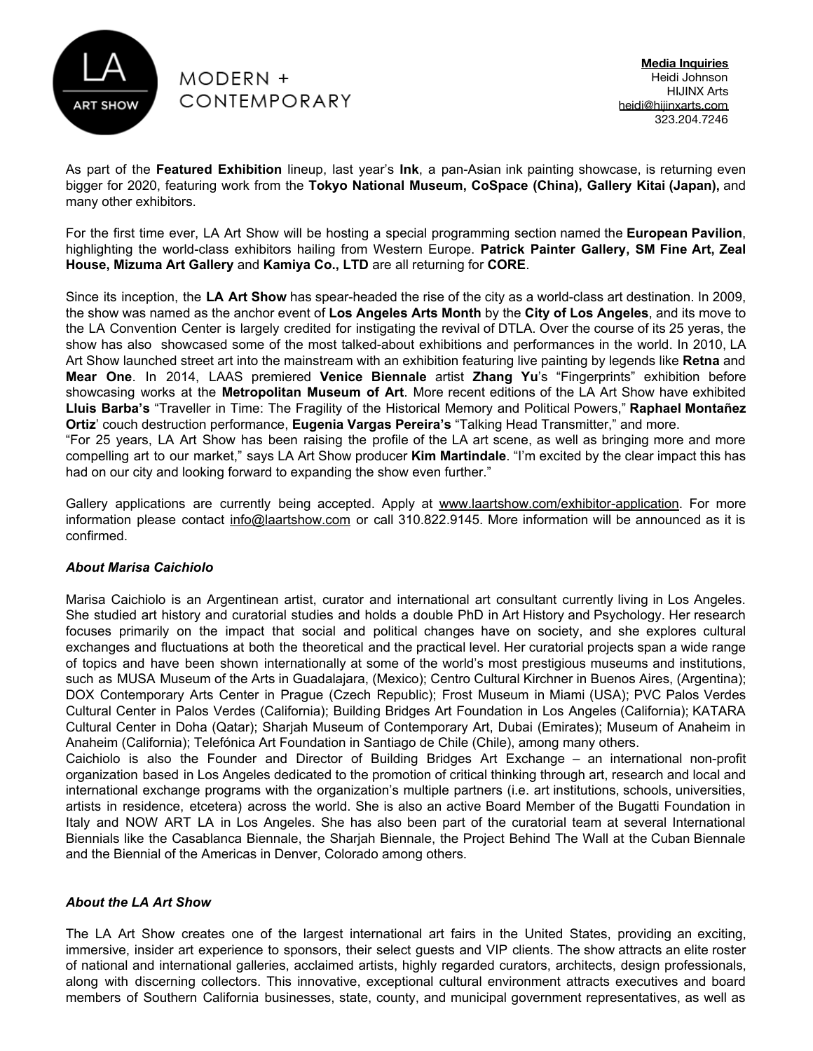**Media Inquiries**
Heidi Johnson
HIJINX Arts
heidi@hijinxarts.com
323.204.7246

As part of the **Featured Exhibition** lineup, last year's **Ink**, a pan-Asian ink painting showcase, is returning even bigger for 2020, featuring work from the **Tokyo National Museum, CoSpace (China), Gallery Kitai (Japan),** and many other exhibitors.

For the first time ever, LA Art Show will be hosting a special programming section named the **European Pavilion**, highlighting the world-class exhibitors hailing from Western Europe. **Patrick Painter Gallery, SM Fine Art, Zeal House, Mizuma Art Gallery** and **Kamiya Co., LTD** are all returning for **CORE**.

Since its inception, the **LA Art Show** has spear-headed the rise of the city as a world-class art destination. In 2009, the show was named as the anchor event of **Los Angeles Arts Month** by the **City of Los Angeles**, and its move to the LA Convention Center is largely credited for instigating the revival of DTLA. Over the course of its 25 yeras, the show has also showcased some of the most talked-about exhibitions and performances in the world. In 2010, LA Art Show launched street art into the mainstream with an exhibition featuring live painting by legends like **Retna** and **Mear One**. In 2014, LAAS premiered **Venice Biennale** artist **Zhang Yu**'s "Fingerprints" exhibition before showcasing works at the **Metropolitan Museum of Art**. More recent editions of the LA Art Show have exhibited **Lluis Barba's** "Traveller in Time: The Fragility of the Historical Memory and Political Powers," **Raphael Montañez Ortiz**' couch destruction performance, **Eugenia Vargas Pereira's** "Talking Head Transmitter," and more.
"For 25 years, LA Art Show has been raising the profile of the LA art scene, as well as bringing more and more compelling art to our market," says LA Art Show producer **Kim Martindale**. "I'm excited by the clear impact this has had on our city and looking forward to expanding the show even further."

Gallery applications are currently being accepted. Apply at www.laartshow.com/exhibitor-application. For more information please contact info@laartshow.com or call 310.822.9145. More information will be announced as it is confirmed.

### *About Marisa Caichiolo*

Marisa Caichiolo is an Argentinean artist, curator and international art consultant currently living in Los Angeles. She studied art history and curatorial studies and holds a double PhD in Art History and Psychology. Her research focuses primarily on the impact that social and political changes have on society, and she explores cultural exchanges and fluctuations at both the theoretical and the practical level. Her curatorial projects span a wide range of topics and have been shown internationally at some of the world's most prestigious museums and institutions, such as MUSA Museum of the Arts in Guadalajara, (Mexico); Centro Cultural Kirchner in Buenos Aires, (Argentina); DOX Contemporary Arts Center in Prague (Czech Republic); Frost Museum in Miami (USA); PVC Palos Verdes Cultural Center in Palos Verdes (California); Building Bridges Art Foundation in Los Angeles (California); KATARA Cultural Center in Doha (Qatar); Sharjah Museum of Contemporary Art, Dubai (Emirates); Museum of Anaheim in Anaheim (California); Telefónica Art Foundation in Santiago de Chile (Chile), among many others.
Caichiolo is also the Founder and Director of Building Bridges Art Exchange – an international non-profit organization based in Los Angeles dedicated to the promotion of critical thinking through art, research and local and international exchange programs with the organization's multiple partners (i.e. art institutions, schools, universities, artists in residence, etcetera) across the world. She is also an active Board Member of the Bugatti Foundation in Italy and NOW ART LA in Los Angeles. She has also been part of the curatorial team at several International Biennials like the Casablanca Biennale, the Sharjah Biennale, the Project Behind The Wall at the Cuban Biennale and the Biennial of the Americas in Denver, Colorado among others.

### *About the LA Art Show*

The LA Art Show creates one of the largest international art fairs in the United States, providing an exciting, immersive, insider art experience to sponsors, their select guests and VIP clients. The show attracts an elite roster of national and international galleries, acclaimed artists, highly regarded curators, architects, design professionals, along with discerning collectors. This innovative, exceptional cultural environment attracts executives and board members of Southern California businesses, state, county, and municipal government representatives, as well as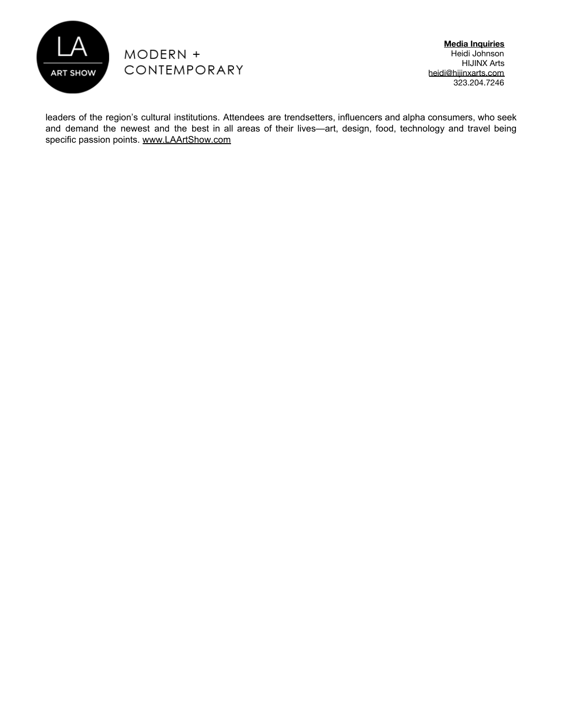**Media Inquiries**
Heidi Johnson
HIJINX Arts
heidi@hijinxarts.com
323.204.7246

leaders of the region's cultural institutions. Attendees are trendsetters, influencers and alpha consumers, who seek and demand the newest and the best in all areas of their lives—art, design, food, technology and travel being specific passion points. www.LAArtShow.com